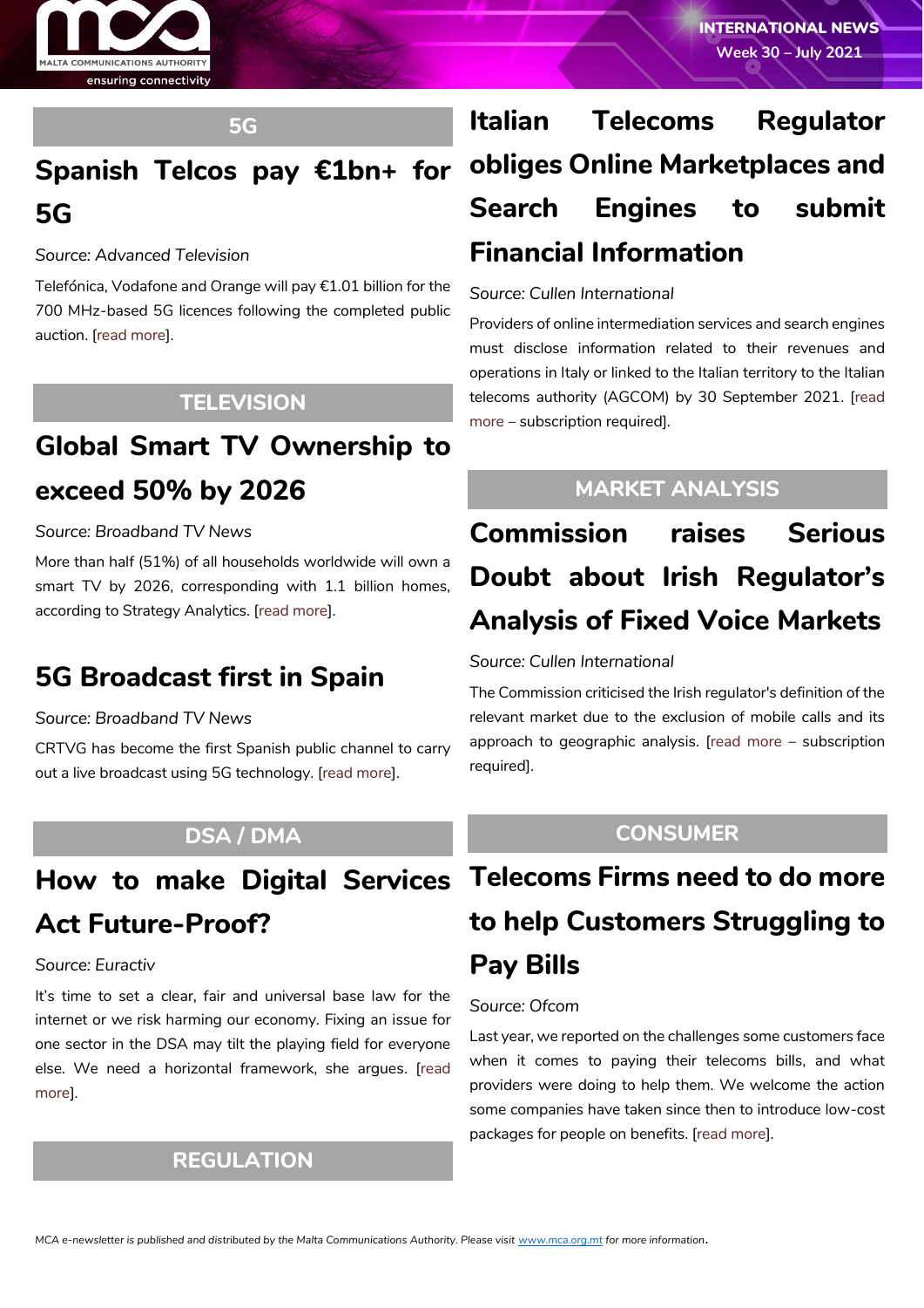## 5G

## Spanish Telcos pay €1bn+ for 5G

*Source: Advanced Television*

Telefónica, Vodafone and Orange will pay €1.01 billion for the 700 MHz-based 5G licences following the completed public auction. [read more].

## TELEVISION

## Global Smart TV Ownership to exceed 50% by 2026

*Source: Broadband TV News*

More than half (51%) of all households worldwide will own a smart TV by 2026, corresponding with 1.1 billion homes, according to Strategy Analytics. [read more].

## 5G Broadcast first in Spain

*Source: Broadband TV News*

CRTVG has become the first Spanish public channel to carry out a live broadcast using 5G technology. [read more].

## DSA / DMA

## How to make Digital Services Act Future-Proof?

*Source: Euractiv*

It's time to set a clear, fair and universal base law for the internet or we risk harming our economy. Fixing an issue for one sector in the DSA may tilt the playing field for everyone else. We need a horizontal framework, she argues. [read more].

## REGULATION

## Italian Telecoms Regulator obliges Online Marketplaces and Search Engines to submit Financial Information

*Source: Cullen International*

Providers of online intermediation services and search engines must disclose information related to their revenues and operations in Italy or linked to the Italian territory to the Italian telecoms authority (AGCOM) by 30 September 2021. [read more – subscription required].

## MARKET ANALYSIS

## Commission raises Serious Doubt about Irish Regulator's Analysis of Fixed Voice Markets

*Source: Cullen International*

The Commission criticised the Irish regulator's definition of the relevant market due to the exclusion of mobile calls and its approach to geographic analysis. [read more – subscription required].

## CONSUMER

## Telecoms Firms need to do more to help Customers Struggling to Pay Bills

*Source: Ofcom*

Last year, we reported on the challenges some customers face when it comes to paying their telecoms bills, and what providers were doing to help them. We welcome the action some companies have taken since then to introduce low-cost packages for people on benefits. [read more].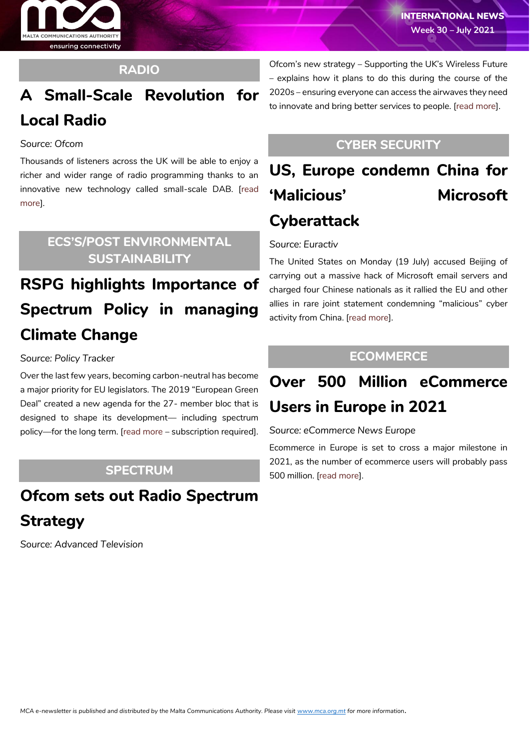## RADIO

# A Small-Scale Revolution for Local Radio

*Source: Ofcom*

Thousands of listeners across the UK will be able to enjoy a richer and wider range of radio programming thanks to an innovative new technology called small-scale DAB. [read more].

## ECS'S/POST ENVIRONMENTAL SUSTAINABILITY

# RSPG highlights Importance of Spectrum Policy in managing Climate Change

*Source: Policy Tracker*

Over the last few years, becoming carbon-neutral has become a major priority for EU legislators. The 2019 "European Green Deal" created a new agenda for the 27- member bloc that is designed to shape its development— including spectrum policy—for the long term. [read more – subscription required].

## SPECTRUM

# Ofcom sets out Radio Spectrum Strategy

*Source: Advanced Television*

Ofcom's new strategy – Supporting the UK's Wireless Future – explains how it plans to do this during the course of the 2020s – ensuring everyone can access the airwaves they need to innovate and bring better services to people. [read more].

## CYBER SECURITY

# US, Europe condemn China for 'Malicious' Microsoft Cyberattack

*Source: Euractiv*

The United States on Monday (19 July) accused Beijing of carrying out a massive hack of Microsoft email servers and charged four Chinese nationals as it rallied the EU and other allies in rare joint statement condemning "malicious" cyber activity from China. [read more].

## ECOMMERCE

# Over 500 Million eCommerce Users in Europe in 2021

*Source: eCommerce News Europe*

Ecommerce in Europe is set to cross a major milestone in 2021, as the number of ecommerce users will probably pass 500 million. [read more].

*MCA e-newsletter is published and distributed by the Malta Communications Authority. Please visit www.mca.org.mt for more information.*